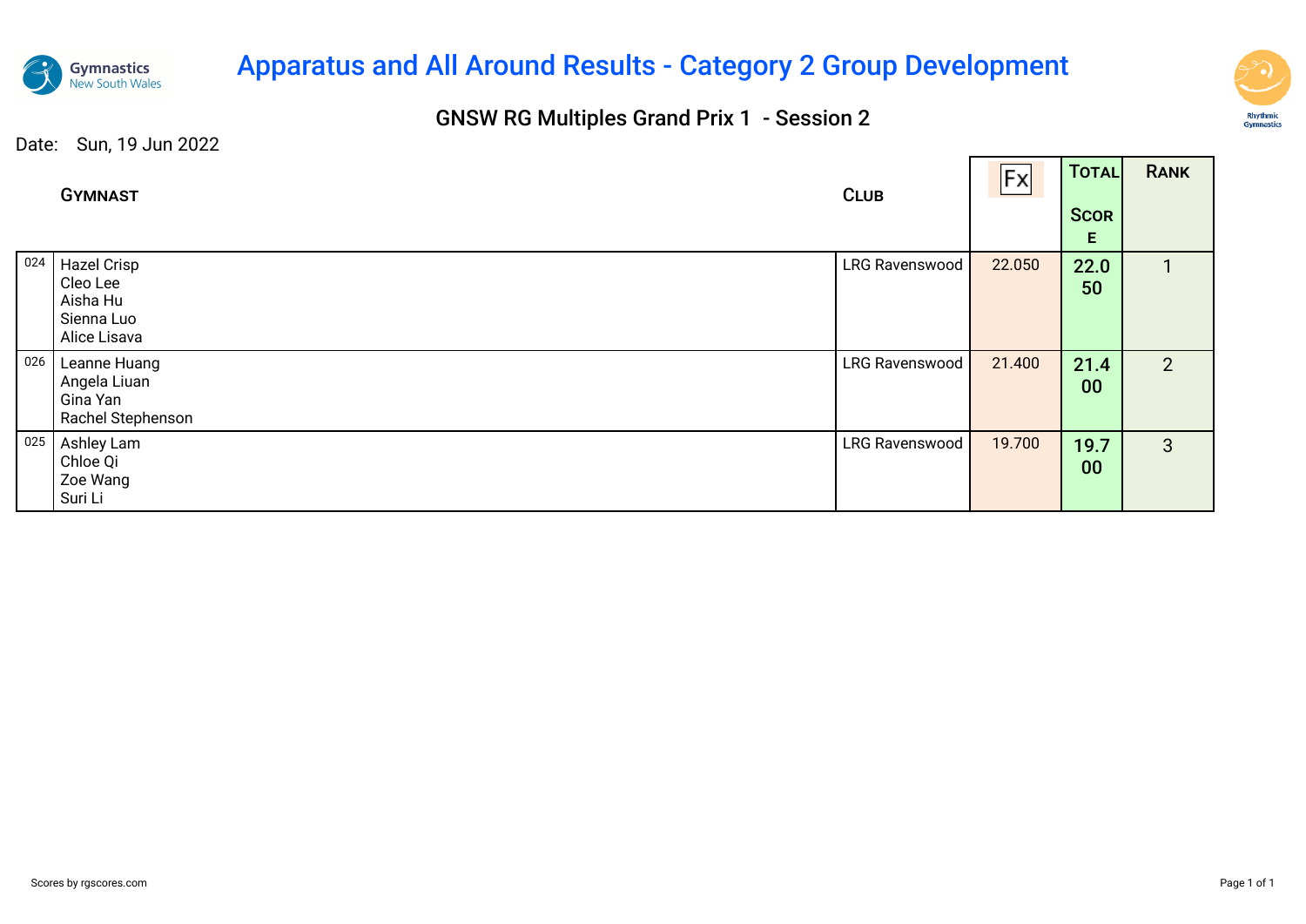# Apparatus and All Around Results - Category 2 Group Development

## GNSW RG Multiples Grand Prix 1 - Session 2

Date: Sun, 19 Jun 2022

| | Gymnast | Club | Fx | Total Score | Rank |
|---|---|---|---|---|---|
| 024 | Hazel Crisp<br>Cleo Lee<br>Aisha Hu<br>Sienna Luo<br>Alice Lisava | LRG Ravenswood | 22.050 | 22.050 | 1 |
| 026 | Leanne Huang<br>Angela Liuan<br>Gina Yan<br>Rachel Stephenson | LRG Ravenswood | 21.400 | 21.400 | 2 |
| 025 | Ashley Lam<br>Chloe Qi<br>Zoe Wang<br>Suri Li | LRG Ravenswood | 19.700 | 19.700 | 3 |

Scores by rgscores.com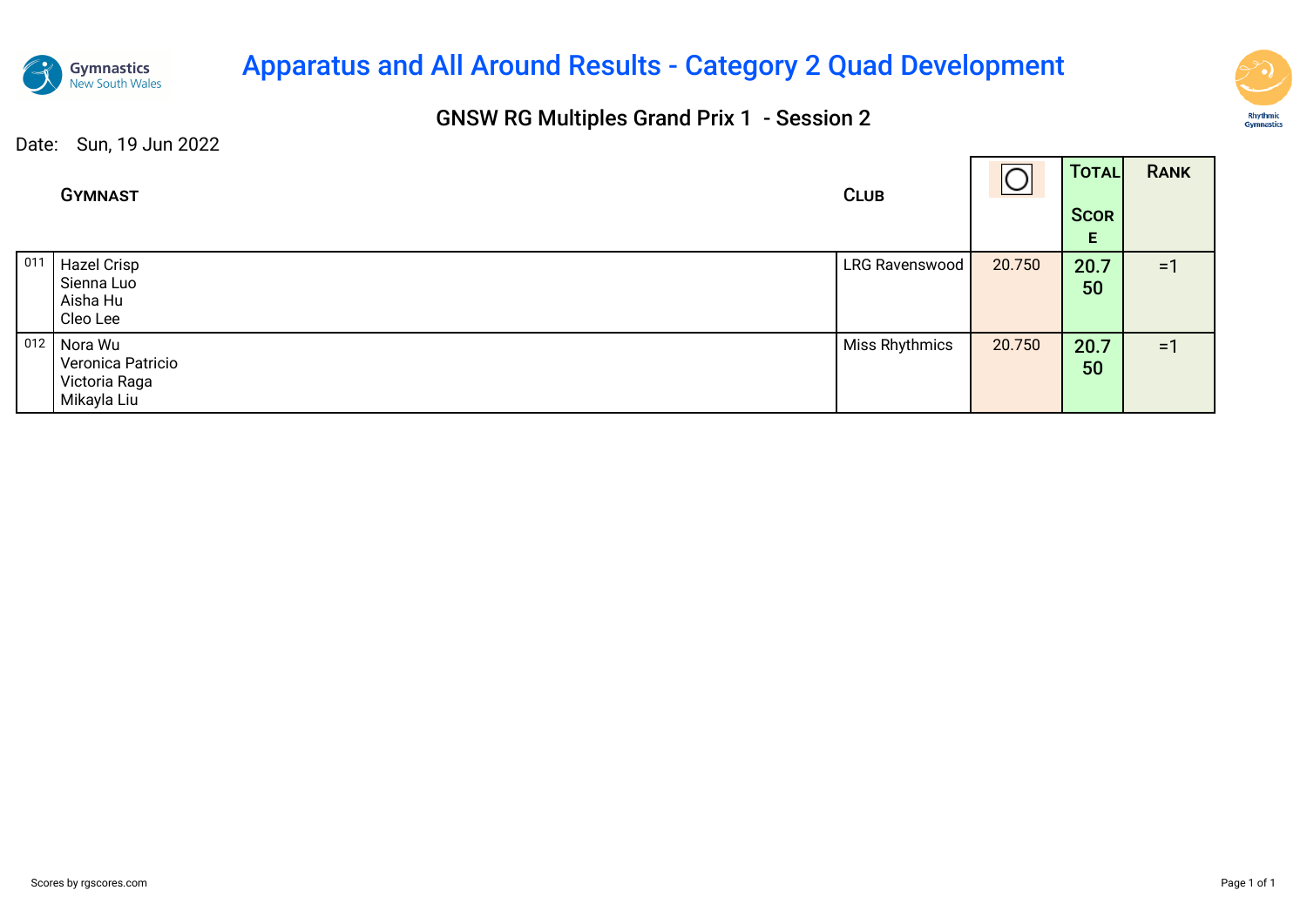# Apparatus and All Around Results - Category 2 Quad Development

## GNSW RG Multiples Grand Prix 1 - Session 2

Date: Sun, 19 Jun 2022

| | Gymnast | Club | ◯ | Total Score | Rank |
|---|---|---|---|---|---|
| 011 | Hazel Crisp<br>Sienna Luo<br>Aisha Hu<br>Cleo Lee | LRG Ravenswood | 20.750 | 20.750 | =1 |
| 012 | Nora Wu<br>Veronica Patricio<br>Victoria Raga<br>Mikayla Liu | Miss Rhythmics | 20.750 | 20.750 | =1 |

Scores by rgscores.com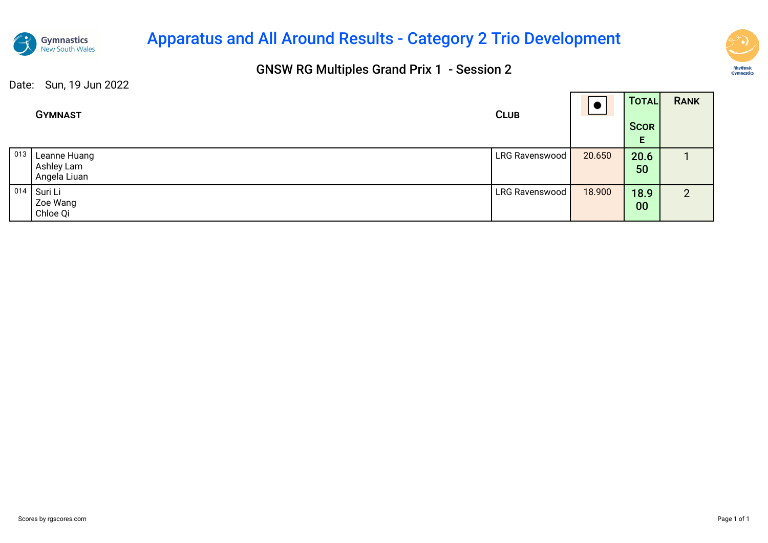# Apparatus and All Around Results - Category 2 Trio Development

## GNSW RG Multiples Grand Prix 1 - Session 2

Date: Sun, 19 Jun 2022

| | Gymnast | Club | ● | Total Score | Rank |
|---|---|---|---|---|---|
| 013 | Leanne Huang<br>Ashley Lam<br>Angela Liuan | LRG Ravenswood | 20.650 | 20.650 | 1 |
| 014 | Suri Li<br>Zoe Wang<br>Chloe Qi | LRG Ravenswood | 18.900 | 18.900 | 2 |

Scores by rgscores.com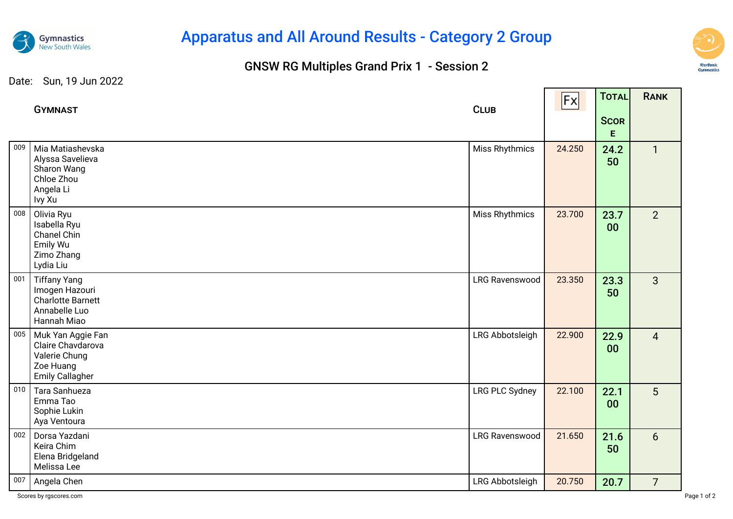# Apparatus and All Around Results - Category 2 Group

## GNSW RG Multiples Grand Prix 1 - Session 2

Date: Sun, 19 Jun 2022

| | Gymnast | Club | Fx | Total Score | Rank |
|---|---|---|---|---|---|
| 009 | Mia Matiashevska<br>Alyssa Savelieva<br>Sharon Wang<br>Chloe Zhou<br>Angela Li<br>Ivy Xu | Miss Rhythmics | 24.250 | 24.250 | 1 |
| 008 | Olivia Ryu<br>Isabella Ryu<br>Chanel Chin<br>Emily Wu<br>Zimo Zhang<br>Lydia Liu | Miss Rhythmics | 23.700 | 23.700 | 2 |
| 001 | Tiffany Yang<br>Imogen Hazouri<br>Charlotte Barnett<br>Annabelle Luo<br>Hannah Miao | LRG Ravenswood | 23.350 | 23.350 | 3 |
| 005 | Muk Yan Aggie Fan<br>Claire Chavdarova<br>Valerie Chung<br>Zoe Huang<br>Emily Callagher | LRG Abbotsleigh | 22.900 | 22.900 | 4 |
| 010 | Tara Sanhueza<br>Emma Tao<br>Sophie Lukin<br>Aya Ventoura | LRG PLC Sydney | 22.100 | 22.100 | 5 |
| 002 | Dorsa Yazdani<br>Keira Chim<br>Elena Bridgeland<br>Melissa Lee | LRG Ravenswood | 21.650 | 21.650 | 6 |
| 007 | Angela Chen | LRG Abbotsleigh | 20.750 | 20.7 | 7 |

Scores by rgscores.com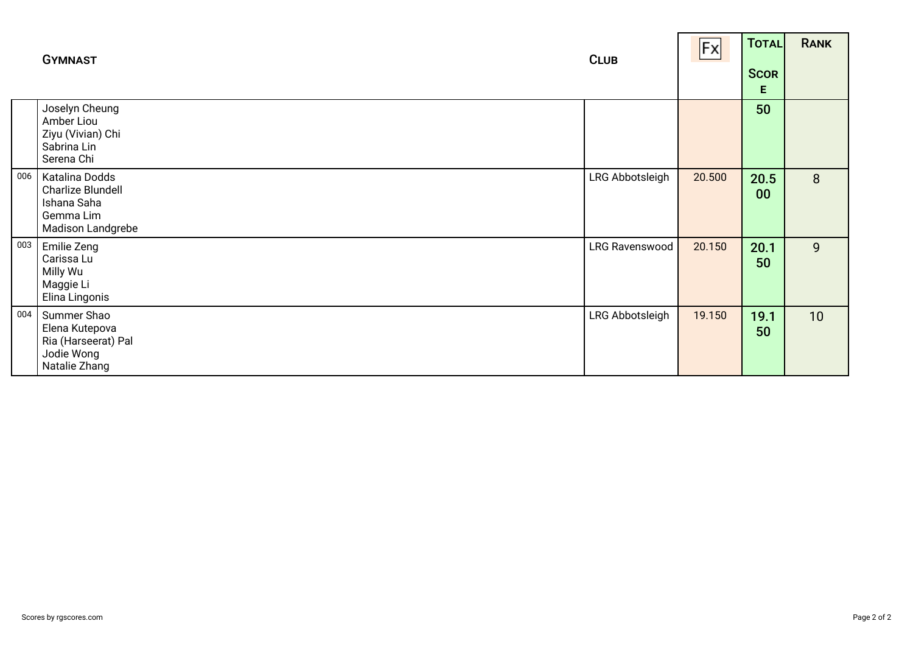| | Gymnast | Club | Fx | Total Score | Rank |
|---|---|---|---|---|---|
| | Joselyn Cheung<br>Amber Liou<br>Ziyu (Vivian) Chi<br>Sabrina Lin<br>Serena Chi | | | 50 | |
| 006 | Katalina Dodds<br>Charlize Blundell<br>Ishana Saha<br>Gemma Lim<br>Madison Landgrebe | LRG Abbotsleigh | 20.500 | 20.500 | 8 |
| 003 | Emilie Zeng<br>Carissa Lu<br>Milly Wu<br>Maggie Li<br>Elina Lingonis | LRG Ravenswood | 20.150 | 20.150 | 9 |
| 004 | Summer Shao<br>Elena Kutepova<br>Ria (Harseerat) Pal<br>Jodie Wong<br>Natalie Zhang | LRG Abbotsleigh | 19.150 | 19.150 | 10 |

Scores by rgscores.com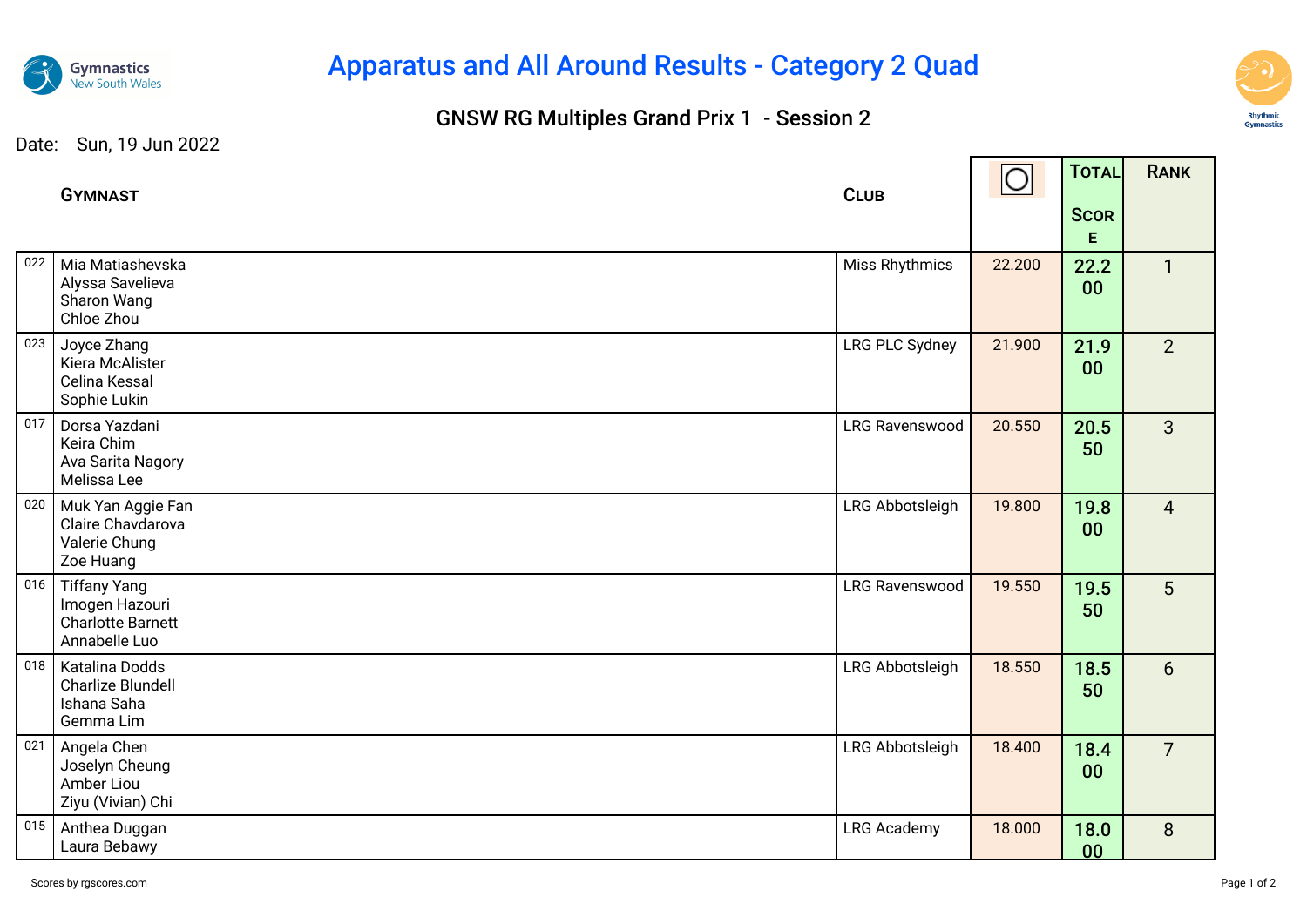# Apparatus and All Around Results - Category 2 Quad

## GNSW RG Multiples Grand Prix 1 - Session 2

Date: Sun, 19 Jun 2022

| | Gymnast | Club | ◯ | Total Score | Rank |
|---|---|---|---|---|---|
| 022 | Mia Matiashevska<br>Alyssa Savelieva<br>Sharon Wang<br>Chloe Zhou | Miss Rhythmics | 22.200 | 22.200 | 1 |
| 023 | Joyce Zhang<br>Kiera McAlister<br>Celina Kessal<br>Sophie Lukin | LRG PLC Sydney | 21.900 | 21.900 | 2 |
| 017 | Dorsa Yazdani<br>Keira Chim<br>Ava Sarita Nagory<br>Melissa Lee | LRG Ravenswood | 20.550 | 20.550 | 3 |
| 020 | Muk Yan Aggie Fan<br>Claire Chavdarova<br>Valerie Chung<br>Zoe Huang | LRG Abbotsleigh | 19.800 | 19.800 | 4 |
| 016 | Tiffany Yang<br>Imogen Hazouri<br>Charlotte Barnett<br>Annabelle Luo | LRG Ravenswood | 19.550 | 19.550 | 5 |
| 018 | Katalina Dodds<br>Charlize Blundell<br>Ishana Saha<br>Gemma Lim | LRG Abbotsleigh | 18.550 | 18.550 | 6 |
| 021 | Angela Chen<br>Joselyn Cheung<br>Amber Liou<br>Ziyu (Vivian) Chi | LRG Abbotsleigh | 18.400 | 18.400 | 7 |
| 015 | Anthea Duggan<br>Laura Bebawy | LRG Academy | 18.000 | 18.000 | 8 |

Scores by rgscores.com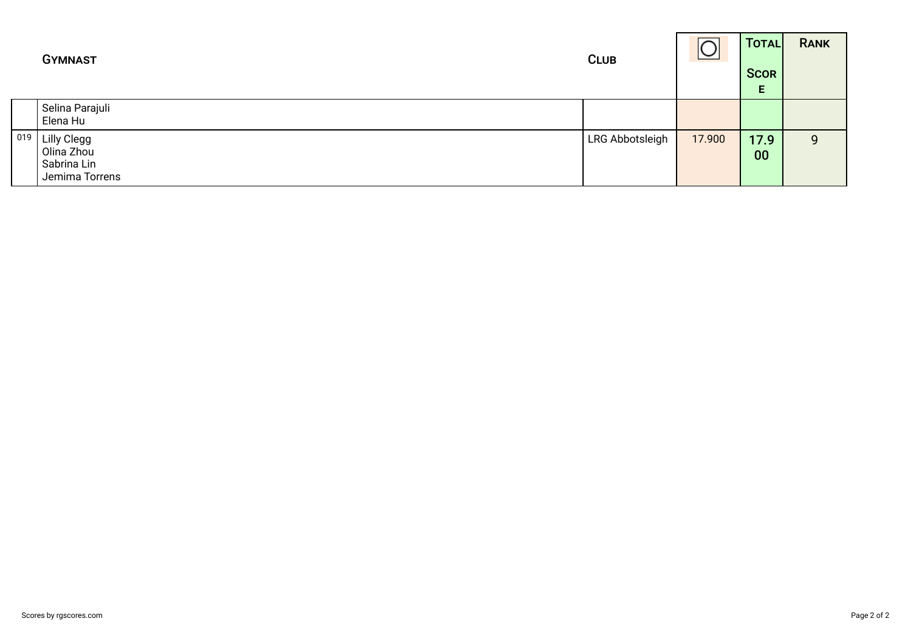| | Gymnast | Club | ◯ | Total Score | Rank |
|---|---|---|---|---|---|
| | Selina Parajuli<br>Elena Hu | | | | |
| 019 | Lilly Clegg<br>Olina Zhou<br>Sabrina Lin<br>Jemima Torrens | LRG Abbotsleigh | 17.900 | 17.900 | 9 |

Scores by rgscores.com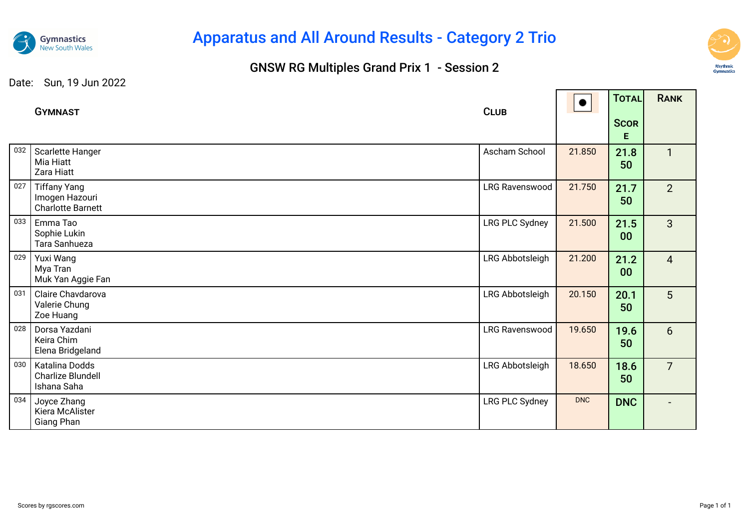Gymnastics New South Wales

# Apparatus and All Around Results - Category 2 Trio

## GNSW RG Multiples Grand Prix 1 - Session 2

Date: Sun, 19 Jun 2022

| | Gymnast | Club | ● | Total Score | Rank |
|---|---|---|---|---|---|
| 032 | Scarlette Hanger<br>Mia Hiatt<br>Zara Hiatt | Ascham School | 21.850 | 21.850 | 1 |
| 027 | Tiffany Yang<br>Imogen Hazouri<br>Charlotte Barnett | LRG Ravenswood | 21.750 | 21.750 | 2 |
| 033 | Emma Tao<br>Sophie Lukin<br>Tara Sanhueza | LRG PLC Sydney | 21.500 | 21.500 | 3 |
| 029 | Yuxi Wang<br>Mya Tran<br>Muk Yan Aggie Fan | LRG Abbotsleigh | 21.200 | 21.200 | 4 |
| 031 | Claire Chavdarova<br>Valerie Chung<br>Zoe Huang | LRG Abbotsleigh | 20.150 | 20.150 | 5 |
| 028 | Dorsa Yazdani<br>Keira Chim<br>Elena Bridgeland | LRG Ravenswood | 19.650 | 19.650 | 6 |
| 030 | Katalina Dodds<br>Charlize Blundell<br>Ishana Saha | LRG Abbotsleigh | 18.650 | 18.650 | 7 |
| 034 | Joyce Zhang<br>Kiera McAlister<br>Giang Phan | LRG PLC Sydney | DNC | DNC | - |

Scores by rgscores.com